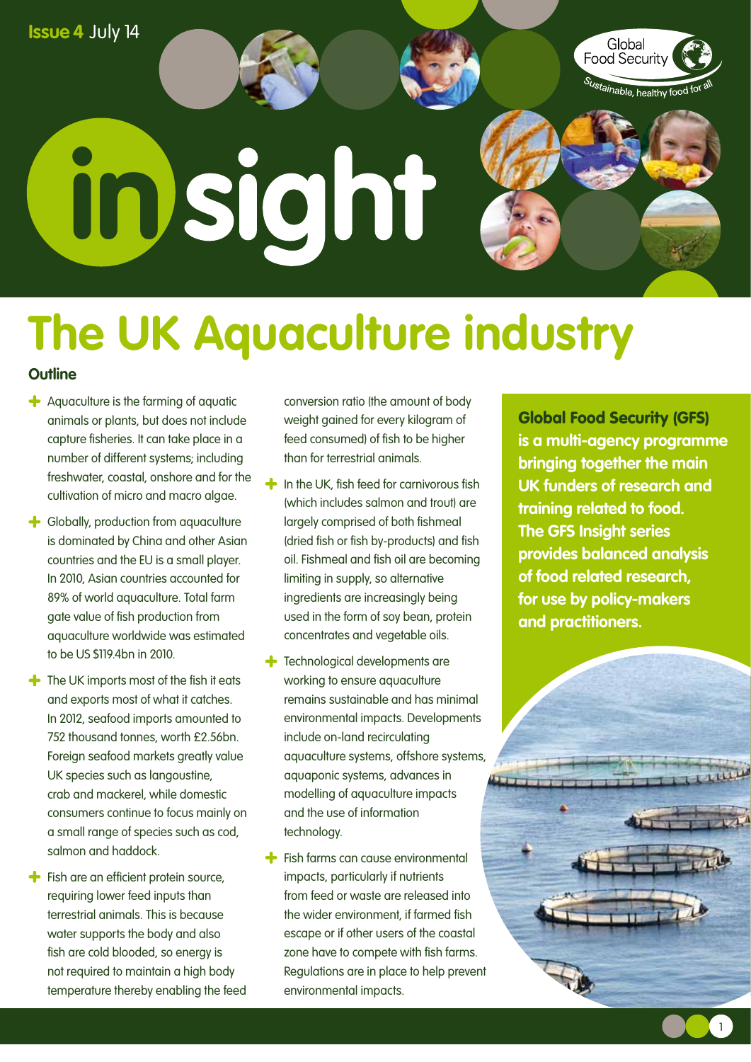Issue 4 July 14

Global Food Security

*Sustainable, healthy food for all*

# insight

# The UK Aquaculture industry

## Outline

- Aquaculture is the farming of aquatic animals or plants, but does not include capture fisheries. It can take place in a number of different systems; including freshwater, coastal, onshore and for the cultivation of micro and macro algae.
- Globally, production from aquaculture is dominated by China and other Asian countries and the EU is a small player. In 2010, Asian countries accounted for 89% of world aquaculture. Total farm gate value of fish production from aquaculture worldwide was estimated to be US $119.4bn in 2010.
- The UK imports most of the fish it eats and exports most of what it catches. In 2012, seafood imports amounted to 752 thousand tonnes, worth £2.56bn. Foreign seafood markets greatly value UK species such as langoustine, crab and mackerel, while domestic consumers continue to focus mainly on a small range of species such as cod, salmon and haddock.
- Fish are an efficient protein source, requiring lower feed inputs than terrestrial animals. This is because water supports the body and also fish are cold blooded, so energy is not required to maintain a high body temperature thereby enabling the feed conversion ratio (the amount of body weight gained for every kilogram of feed consumed) of fish to be higher than for terrestrial animals.
- In the UK, fish feed for carnivorous fish (which includes salmon and trout) are largely comprised of both fishmeal (dried fish or fish by-products) and fish oil. Fishmeal and fish oil are becoming limiting in supply, so alternative ingredients are increasingly being used in the form of soy bean, protein concentrates and vegetable oils.
- Technological developments are working to ensure aquaculture remains sustainable and has minimal environmental impacts. Developments include on-land recirculating aquaculture systems, offshore systems, aquaponic systems, advances in modelling of aquaculture impacts and the use of information technology.
- Fish farms can cause environmental impacts, particularly if nutrients from feed or waste are released into the wider environment, if farmed fish escape or if other users of the coastal zone have to compete with fish farms. Regulations are in place to help prevent environmental impacts.

**Global Food Security (GFS) is a multi-agency programme bringing together the main UK funders of research and training related to food. The GFS Insight series provides balanced analysis of food related research, for use by policy-makers and practitioners.**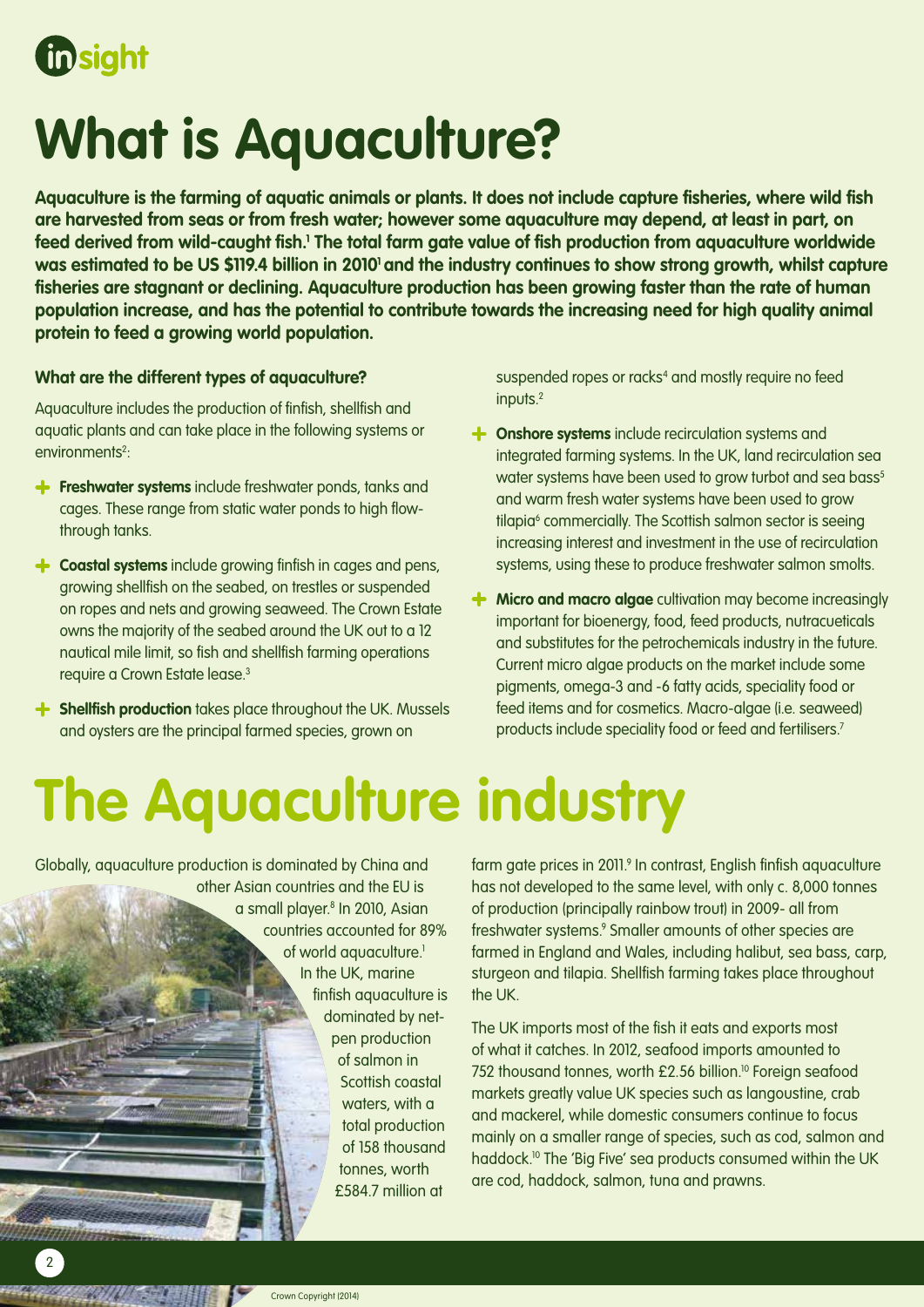# What is Aquaculture?

**Aquaculture is the farming of aquatic animals or plants. It does not include capture fisheries, where wild fish are harvested from seas or from fresh water; however some aquaculture may depend, at least in part, on feed derived from wild-caught fish.[1] The total farm gate value of fish production from aquaculture worldwide was estimated to be US $119.4 billion in 2010[1] and the industry continues to show strong growth, whilst capture fisheries are stagnant or declining. Aquaculture production has been growing faster than the rate of human population increase, and has the potential to contribute towards the increasing need for high quality animal protein to feed a growing world population.**

### What are the different types of aquaculture?

Aquaculture includes the production of finfish, shellfish and aquatic plants and can take place in the following systems or environments[2]:

- **Freshwater systems** include freshwater ponds, tanks and cages. These range from static water ponds to high flow-through tanks.
- **Coastal systems** include growing finfish in cages and pens, growing shellfish on the seabed, on trestles or suspended on ropes and nets and growing seaweed. The Crown Estate owns the majority of the seabed around the UK out to a 12 nautical mile limit, so fish and shellfish farming operations require a Crown Estate lease.[3]
- **Shellfish production** takes place throughout the UK. Mussels and oysters are the principal farmed species, grown on suspended ropes or racks[4] and mostly require no feed inputs.[2]
- **Onshore systems** include recirculation systems and integrated farming systems. In the UK, land recirculation sea water systems have been used to grow turbot and sea bass[5] and warm fresh water systems have been used to grow tilapia[6] commercially. The Scottish salmon sector is seeing increasing interest and investment in the use of recirculation systems, using these to produce freshwater salmon smolts.
- **Micro and macro algae** cultivation may become increasingly important for bioenergy, food, feed products, nutracueticals and substitutes for the petrochemicals industry in the future. Current micro algae products on the market include some pigments, omega-3 and -6 fatty acids, speciality food or feed items and for cosmetics. Macro-algae (i.e. seaweed) products include speciality food or feed and fertilisers.[7]

# The Aquaculture industry

Globally, aquaculture production is dominated by China and other Asian countries and the EU is a small player.[8] In 2010, Asian countries accounted for 89% of world aquaculture.[1] In the UK, marine finfish aquaculture is dominated by net-pen production of salmon in Scottish coastal waters, with a total production of 158 thousand tonnes, worth £584.7 million at farm gate prices in 2011.[9] In contrast, English finfish aquaculture has not developed to the same level, with only c. 8,000 tonnes of production (principally rainbow trout) in 2009- all from freshwater systems.[9] Smaller amounts of other species are farmed in England and Wales, including halibut, sea bass, carp, sturgeon and tilapia. Shellfish farming takes place throughout the UK.

The UK imports most of the fish it eats and exports most of what it catches. In 2012, seafood imports amounted to 752 thousand tonnes, worth £2.56 billion.[10] Foreign seafood markets greatly value UK species such as langoustine, crab and mackerel, while domestic consumers continue to focus mainly on a smaller range of species, such as cod, salmon and haddock.[10] The 'Big Five' sea products consumed within the UK are cod, haddock, salmon, tuna and prawns.

Crown Copyright (2014)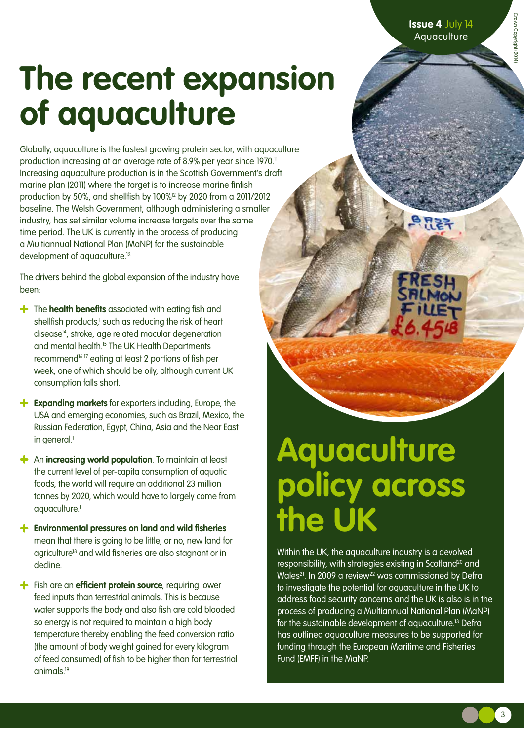# The recent expansion of aquaculture

Globally, aquaculture is the fastest growing protein sector, with aquaculture production increasing at an average rate of 8.9% per year since 1970.[11] Increasing aquaculture production is in the Scottish Government's draft marine plan (2011) where the target is to increase marine finfish production by 50%, and shellfish by 100%[12] by 2020 from a 2011/2012 baseline. The Welsh Government, although administering a smaller industry, has set similar volume increase targets over the same time period. The UK is currently in the process of producing a Multiannual National Plan (MaNP) for the sustainable development of aquaculture.[13]

The drivers behind the global expansion of the industry have been:

- The **health benefits** associated with eating fish and shellfish products,[1] such as reducing the risk of heart disease[14], stroke, age related macular degeneration and mental health.[15] The UK Health Departments recommend[16 17] eating at least 2 portions of fish per week, one of which should be oily, although current UK consumption falls short.
- **Expanding markets** for exporters including, Europe, the USA and emerging economies, such as Brazil, Mexico, the Russian Federation, Egypt, China, Asia and the Near East in general.[1]
- An **increasing world population**. To maintain at least the current level of per-capita consumption of aquatic foods, the world will require an additional 23 million tonnes by 2020, which would have to largely come from aquaculture.[1]
- **Environmental pressures on land and wild fisheries** mean that there is going to be little, or no, new land for agriculture[18] and wild fisheries are also stagnant or in decline.
- Fish are an **efficient protein source**, requiring lower feed inputs than terrestrial animals. This is because water supports the body and also fish are cold blooded so energy is not required to maintain a high body temperature thereby enabling the feed conversion ratio (the amount of body weight gained for every kilogram of feed consumed) of fish to be higher than for terrestrial animals.[19]

# Aquaculture policy across the UK

Within the UK, the aquaculture industry is a devolved responsibility, with strategies existing in Scotland[20] and Wales[21]. In 2009 a review[22] was commissioned by Defra to investigate the potential for aquaculture in the UK to address food security concerns and the UK is also is in the process of producing a Multiannual National Plan (MaNP) for the sustainable development of aquaculture.[13] Defra has outlined aquaculture measures to be supported for funding through the European Maritime and Fisheries Fund (EMFF) in the MaNP.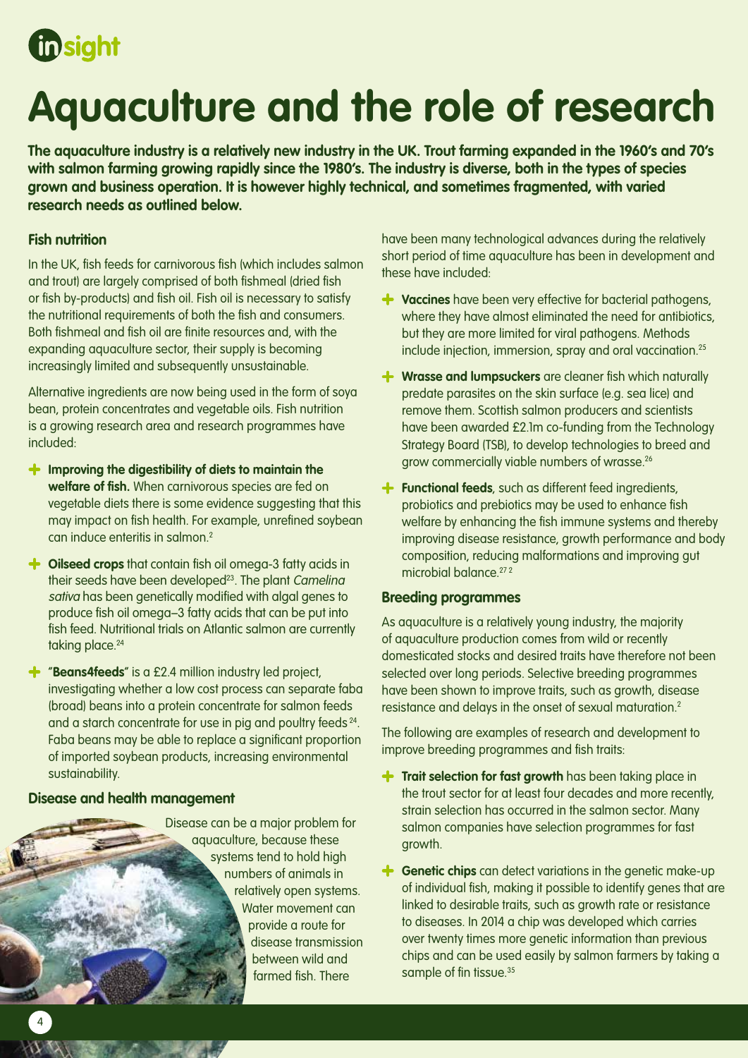# Aquaculture and the role of research

**The aquaculture industry is a relatively new industry in the UK. Trout farming expanded in the 1960's and 70's with salmon farming growing rapidly since the 1980's. The industry is diverse, both in the types of species grown and business operation. It is however highly technical, and sometimes fragmented, with varied research needs as outlined below.**

### Fish nutrition

In the UK, fish feeds for carnivorous fish (which includes salmon and trout) are largely comprised of both fishmeal (dried fish or fish by-products) and fish oil. Fish oil is necessary to satisfy the nutritional requirements of both the fish and consumers. Both fishmeal and fish oil are finite resources and, with the expanding aquaculture sector, their supply is becoming increasingly limited and subsequently unsustainable.

Alternative ingredients are now being used in the form of soya bean, protein concentrates and vegetable oils. Fish nutrition is a growing research area and research programmes have included:

- **Improving the digestibility of diets to maintain the welfare of fish.** When carnivorous species are fed on vegetable diets there is some evidence suggesting that this may impact on fish health. For example, unrefined soybean can induce enteritis in salmon.[2]
- **Oilseed crops** that contain fish oil omega-3 fatty acids in their seeds have been developed[23]. The plant *Camelina sativa* has been genetically modified with algal genes to produce fish oil omega–3 fatty acids that can be put into fish feed. Nutritional trials on Atlantic salmon are currently taking place.[24]
- "**Beans4feeds**" is a £2.4 million industry led project, investigating whether a low cost process can separate faba (broad) beans into a protein concentrate for salmon feeds and a starch concentrate for use in pig and poultry feeds[24]. Faba beans may be able to replace a significant proportion of imported soybean products, increasing environmental sustainability.

### Disease and health management

Disease can be a major problem for aquaculture, because these systems tend to hold high numbers of animals in relatively open systems. Water movement can provide a route for disease transmission between wild and farmed fish. There have been many technological advances during the relatively short period of time aquaculture has been in development and these have included:

- **Vaccines** have been very effective for bacterial pathogens, where they have almost eliminated the need for antibiotics, but they are more limited for viral pathogens. Methods include injection, immersion, spray and oral vaccination.[25]
- **Wrasse and lumpsuckers** are cleaner fish which naturally predate parasites on the skin surface (e.g. sea lice) and remove them. Scottish salmon producers and scientists have been awarded £2.1m co-funding from the Technology Strategy Board (TSB), to develop technologies to breed and grow commercially viable numbers of wrasse.[26]
- **Functional feeds**, such as different feed ingredients, probiotics and prebiotics may be used to enhance fish welfare by enhancing the fish immune systems and thereby improving disease resistance, growth performance and body composition, reducing malformations and improving gut microbial balance.[27,2]

### Breeding programmes

As aquaculture is a relatively young industry, the majority of aquaculture production comes from wild or recently domesticated stocks and desired traits have therefore not been selected over long periods. Selective breeding programmes have been shown to improve traits, such as growth, disease resistance and delays in the onset of sexual maturation.[2]

The following are examples of research and development to improve breeding programmes and fish traits:

- **Trait selection for fast growth** has been taking place in the trout sector for at least four decades and more recently, strain selection has occurred in the salmon sector. Many salmon companies have selection programmes for fast growth.
- **Genetic chips** can detect variations in the genetic make-up of individual fish, making it possible to identify genes that are linked to desirable traits, such as growth rate or resistance to diseases. In 2014 a chip was developed which carries over twenty times more genetic information than previous chips and can be used easily by salmon farmers by taking a sample of fin tissue.[35]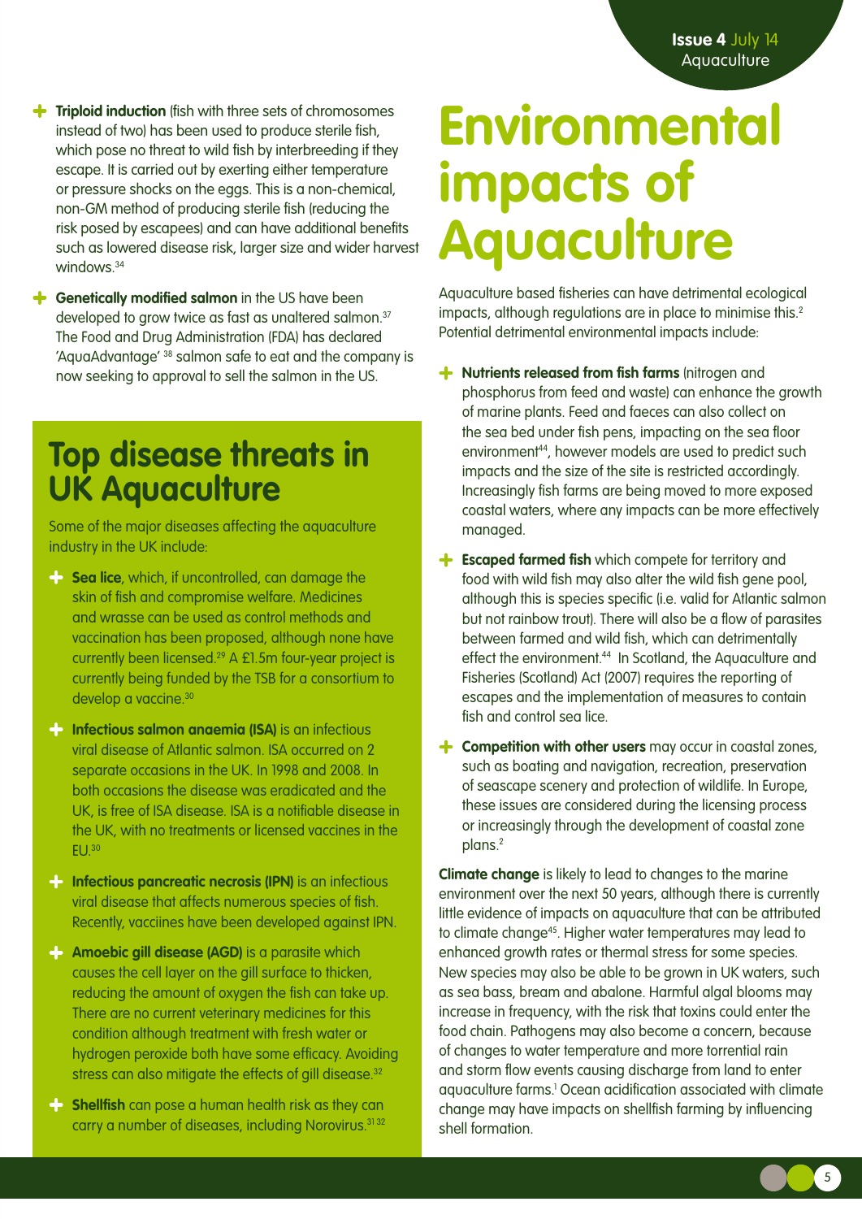- **Triploid induction** (fish with three sets of chromosomes instead of two) has been used to produce sterile fish, which pose no threat to wild fish by interbreeding if they escape. It is carried out by exerting either temperature or pressure shocks on the eggs. This is a non-chemical, non-GM method of producing sterile fish (reducing the risk posed by escapees) and can have additional benefits such as lowered disease risk, larger size and wider harvest windows.[34]

- **Genetically modified salmon** in the US have been developed to grow twice as fast as unaltered salmon.[37] The Food and Drug Administration (FDA) has declared 'AquaAdvantage' [38] salmon safe to eat and the company is now seeking to approval to sell the salmon in the US.

## Top disease threats in UK Aquaculture

Some of the major diseases affecting the aquaculture industry in the UK include:

- **Sea lice**, which, if uncontrolled, can damage the skin of fish and compromise welfare. Medicines and wrasse can be used as control methods and vaccination has been proposed, although none have currently been licensed.[29] A £1.5m four-year project is currently being funded by the TSB for a consortium to develop a vaccine.[30]

- **Infectious salmon anaemia (ISA)** is an infectious viral disease of Atlantic salmon. ISA occurred on 2 separate occasions in the UK. In 1998 and 2008. In both occasions the disease was eradicated and the UK, is free of ISA disease. ISA is a notifiable disease in the UK, with no treatments or licensed vaccines in the EU.[30]

- **Infectious pancreatic necrosis (IPN)** is an infectious viral disease that affects numerous species of fish. Recently, vacciines have been developed against IPN.

- **Amoebic gill disease (AGD)** is a parasite which causes the cell layer on the gill surface to thicken, reducing the amount of oxygen the fish can take up. There are no current veterinary medicines for this condition although treatment with fresh water or hydrogen peroxide both have some efficacy. Avoiding stress can also mitigate the effects of gill disease.[32]

- **Shellfish** can pose a human health risk as they can carry a number of diseases, including Norovirus.[31 32]

# Environmental impacts of Aquaculture

Aquaculture based fisheries can have detrimental ecological impacts, although regulations are in place to minimise this.[2] Potential detrimental environmental impacts include:

- **Nutrients released from fish farms** (nitrogen and phosphorus from feed and waste) can enhance the growth of marine plants. Feed and faeces can also collect on the sea bed under fish pens, impacting on the sea floor environment[44], however models are used to predict such impacts and the size of the site is restricted accordingly. Increasingly fish farms are being moved to more exposed coastal waters, where any impacts can be more effectively managed.

- **Escaped farmed fish** which compete for territory and food with wild fish may also alter the wild fish gene pool, although this is species specific (i.e. valid for Atlantic salmon but not rainbow trout). There will also be a flow of parasites between farmed and wild fish, which can detrimentally effect the environment.[44] In Scotland, the Aquaculture and Fisheries (Scotland) Act (2007) requires the reporting of escapes and the implementation of measures to contain fish and control sea lice.

- **Competition with other users** may occur in coastal zones, such as boating and navigation, recreation, preservation of seascape scenery and protection of wildlife. In Europe, these issues are considered during the licensing process or increasingly through the development of coastal zone plans.[2]

**Climate change** is likely to lead to changes to the marine environment over the next 50 years, although there is currently little evidence of impacts on aquaculture that can be attributed to climate change[45]. Higher water temperatures may lead to enhanced growth rates or thermal stress for some species. New species may also be able to be grown in UK waters, such as sea bass, bream and abalone. Harmful algal blooms may increase in frequency, with the risk that toxins could enter the food chain. Pathogens may also become a concern, because of changes to water temperature and more torrential rain and storm flow events causing discharge from land to enter aquaculture farms.[1] Ocean acidification associated with climate change may have impacts on shellfish farming by influencing shell formation.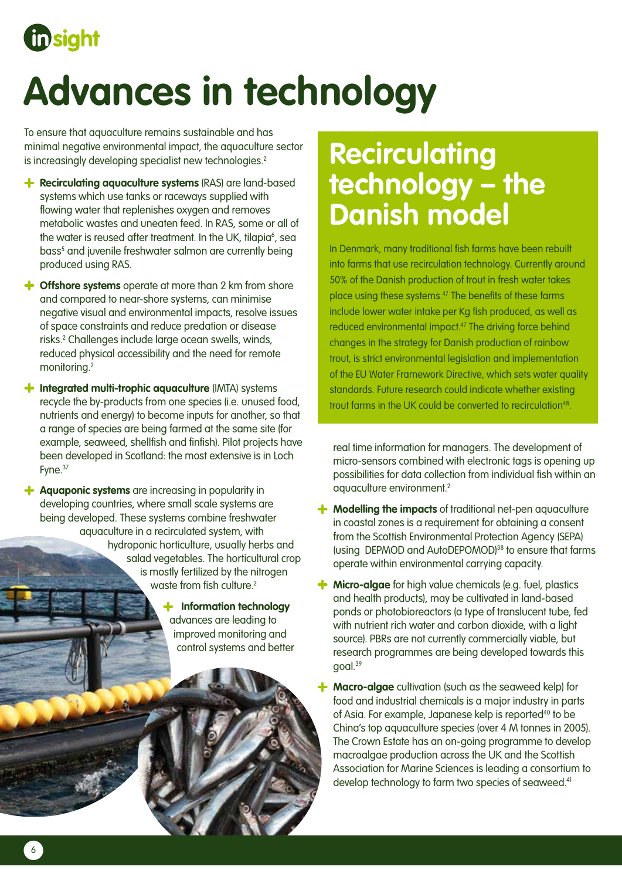# Advances in technology

To ensure that aquaculture remains sustainable and has minimal negative environmental impact, the aquaculture sector is increasingly developing specialist new technologies.[2]

- **Recirculating aquaculture systems** (RAS) are land-based systems which use tanks or raceways supplied with flowing water that replenishes oxygen and removes metabolic wastes and uneaten feed. In RAS, some or all of the water is reused after treatment. In the UK, tilapia[6], sea bass[5] and juvenile freshwater salmon are currently being produced using RAS.
- **Offshore systems** operate at more than 2 km from shore and compared to near-shore systems, can minimise negative visual and environmental impacts, resolve issues of space constraints and reduce predation or disease risks.[2] Challenges include large ocean swells, winds, reduced physical accessibility and the need for remote monitoring.[2]
- **Integrated multi-trophic aquaculture** (IMTA) systems recycle the by-products from one species (i.e. unused food, nutrients and energy) to become inputs for another, so that a range of species are being farmed at the same site (for example, seaweed, shellfish and finfish). Pilot projects have been developed in Scotland: the most extensive is in Loch Fyne.[37]
- **Aquaponic systems** are increasing in popularity in developing countries, where small scale systems are being developed. These systems combine freshwater aquaculture in a recirculated system, with hydroponic horticulture, usually herbs and salad vegetables. The horticultural crop is mostly fertilized by the nitrogen waste from fish culture.[2]
- **Information technology** advances are leading to improved monitoring and control systems and better real time information for managers. The development of micro-sensors combined with electronic tags is opening up possibilities for data collection from individual fish within an aquaculture environment.[2]
- **Modelling the impacts** of traditional net-pen aquaculture in coastal zones is a requirement for obtaining a consent from the Scottish Environmental Protection Agency (SEPA) (using DEPMOD and AutoDEPOMOD)[38] to ensure that farms operate within environmental carrying capacity.
- **Micro-algae** for high value chemicals (e.g. fuel, plastics and health products), may be cultivated in land-based ponds or photobioreactors (a type of translucent tube, fed with nutrient rich water and carbon dioxide, with a light source). PBRs are not currently commercially viable, but research programmes are being developed towards this goal.[39]
- **Macro-algae** cultivation (such as the seaweed kelp) for food and industrial chemicals is a major industry in parts of Asia. For example, Japanese kelp is reported[40] to be China's top aquaculture species (over 4 M tonnes in 2005). The Crown Estate has an on-going programme to develop macroalgae production across the UK and the Scottish Association for Marine Sciences is leading a consortium to develop technology to farm two species of seaweed.[41]

## Recirculating technology – the Danish model

In Denmark, many traditional fish farms have been rebuilt into farms that use recirculation technology. Currently around 50% of the Danish production of trout in fresh water takes place using these systems.[47] The benefits of these farms include lower water intake per Kg fish produced, as well as reduced environmental impact.[47] The driving force behind changes in the strategy for Danish production of rainbow trout, is strict environmental legislation and implementation of the EU Water Framework Directive, which sets water quality standards. Future research could indicate whether existing trout farms in the UK could be converted to recirculation[48].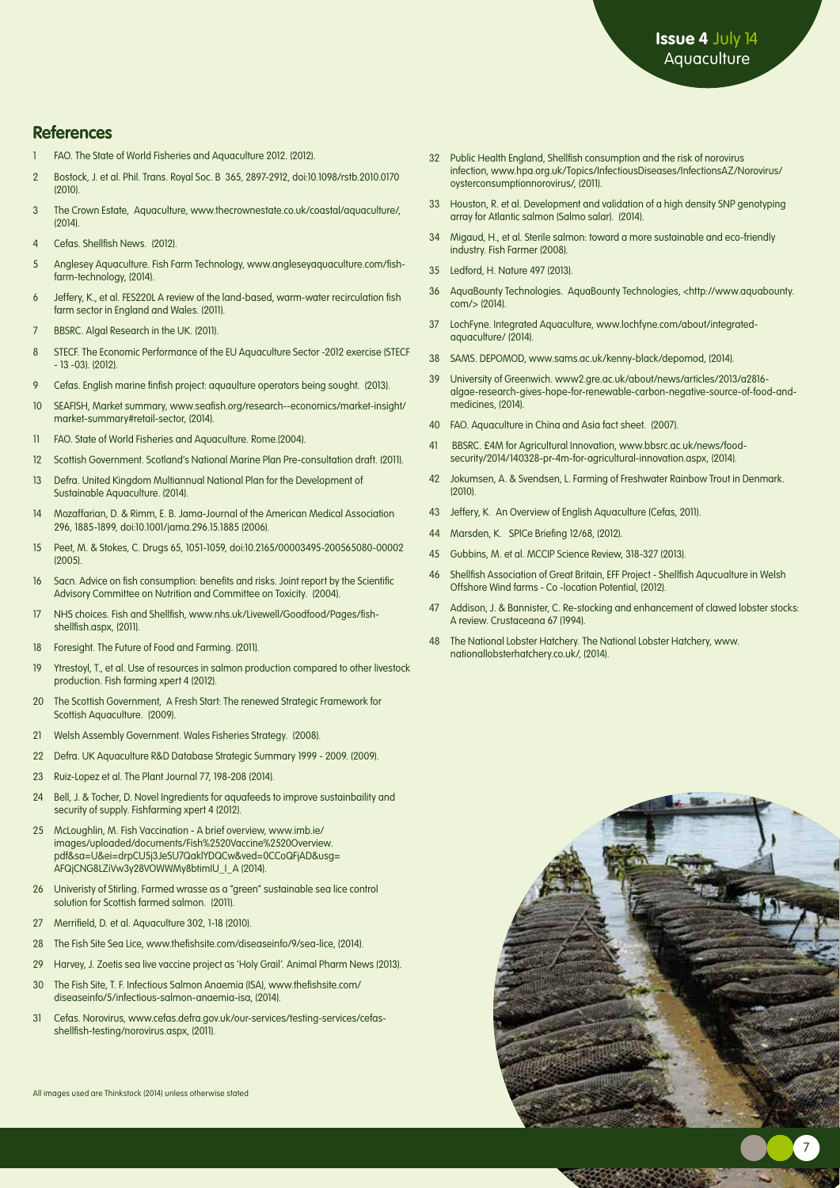## References

1. FAO. The State of World Fisheries and Aquaculture 2012. (2012).
2. Bostock, J. et al. Phil. Trans. Royal Soc. B 365, 2897-2912, doi:10.1098/rstb.2010.0170 (2010).
3. The Crown Estate, Aquaculture, www.thecrownestate.co.uk/coastal/aquaculture/, (2014).
4. Cefas. Shellfish News. (2012).
5. Anglesey Aquaculture. Fish Farm Technology, www.angleseyaquaculture.com/fish-farm-technology, (2014).
6. Jeffery, K., et al. FES220L A review of the land-based, warm-water recirculation fish farm sector in England and Wales. (2011).
7. BBSRC. Algal Research in the UK. (2011).
8. STECF. The Economic Performance of the EU Aquaculture Sector -2012 exercise (STECF - 13 -03). (2012).
9. Cefas. English marine finfish project: aquaulture operators being sought. (2013).
10. SEAFISH, Market summary, www.seafish.org/research--economics/market-insight/market-summary#retail-sector, (2014).
11. FAO. State of World Fisheries and Aquaculture. Rome.(2004).
12. Scottish Government. Scotland's National Marine Plan Pre-consultation draft. (2011).
13. Defra. United Kingdom Multiannual National Plan for the Development of Sustainable Aquaculture. (2014).
14. Mozaffarian, D. & Rimm, E. B. Jama-Journal of the American Medical Association 296, 1885-1899, doi:10.1001/jama.296.15.1885 (2006).
15. Peet, M. & Stokes, C. Drugs 65, 1051-1059, doi:10.2165/00003495-200565080-00002 (2005).
16. Sacn. Advice on fish consumption: benefits and risks. Joint report by the Scientific Advisory Committee on Nutrition and Committee on Toxicity. (2004).
17. NHS choices. Fish and Shellfish, www.nhs.uk/Livewell/Goodfood/Pages/fish-shellfish.aspx, (2011).
18. Foresight. The Future of Food and Farming. (2011).
19. Ytrestoyl, T., et al. Use of resources in salmon production compared to other livestock production. Fish farming xpert 4 (2012).
20. The Scottish Government, A Fresh Start: The renewed Strategic Framework for Scottish Aquaculture. (2009).
21. Welsh Assembly Government. Wales Fisheries Strategy. (2008).
22. Defra. UK Aquaculture R&D Database Strategic Summary 1999 - 2009. (2009).
23. Ruiz-Lopez et al. The Plant Journal 77, 198-208 (2014).
24. Bell, J. & Tocher, D. Novel Ingredients for aquafeeds to improve sustainbaility and security of supply. Fishfarming xpert 4 (2012).
25. McLoughlin, M. Fish Vaccination - A brief overview, www.imb.ie/images/uploaded/documents/Fish%2520Vaccine%2520Overview.pdf&sa=U&ei=drpCU5j3JeSU7QaklYDQCw&ved=0CCoQFjAD&usg=AFQjCNG8LZiVw3y28VOWWMy8btimIU_I_A (2014).
26. Univeristy of Stirling. Farmed wrasse as a "green" sustainable sea lice control solution for Scottish farmed salmon. (2011).
27. Merrifield, D. et al. Aquaculture 302, 1-18 (2010).
28. The Fish Site Sea Lice, www.thefishsite.com/diseaseinfo/9/sea-lice, (2014).
29. Harvey, J. Zoetis sea live vaccine project as 'Holy Grail'. Animal Pharm News (2013).
30. The Fish Site, T. F. Infectious Salmon Anaemia (ISA), www.thefishsite.com/diseaseinfo/5/infectious-salmon-anaemia-isa, (2014).
31. Cefas. Norovirus, www.cefas.defra.gov.uk/our-services/testing-services/cefas-shellfish-testing/norovirus.aspx, (2011).
32. Public Health England, Shellfish consumption and the risk of norovirus infection, www.hpa.org.uk/Topics/InfectiousDiseases/InfectionsAZ/Norovirus/oysterconsumptionnorovirus/, (2011).
33. Houston, R. et al. Development and validation of a high density SNP genotyping array for Atlantic salmon (Salmo salar). (2014).
34. Migaud, H., et al. Sterile salmon: toward a more sustainable and eco-friendly industry. Fish Farmer (2008).
35. Ledford, H. Nature 497 (2013).
36. AquaBounty Technologies. AquaBounty Technologies, <http://www.aquabounty.com/> (2014).
37. LochFyne. Integrated Aquaculture, www.lochfyne.com/about/integrated-aquaculture/ (2014).
38. SAMS. DEPOMOD, www.sams.ac.uk/kenny-black/depomod, (2014).
39. University of Greenwich. www2.gre.ac.uk/about/news/articles/2013/a2816-algae-research-gives-hope-for-renewable-carbon-negative-source-of-food-and-medicines, (2014).
40. FAO. Aquaculture in China and Asia fact sheet. (2007).
41. BBSRC. £4M for Agricultural Innovation, www.bbsrc.ac.uk/news/food-security/2014/140328-pr-4m-for-agricultural-innovation.aspx, (2014).
42. Jokumsen, A. & Svendsen, L. Farming of Freshwater Rainbow Trout in Denmark. (2010).
43. Jeffery, K. An Overview of English Aquaculture (Cefas, 2011).
44. Marsden, K. SPICe Briefing 12/68, (2012).
45. Gubbins, M. et al. MCCIP Science Review, 318-327 (2013).
46. Shellfish Association of Great Britain, EFF Project - Shellfish Aqucualture in Welsh Offshore Wind farms - Co -location Potential, (2012).
47. Addison, J. & Bannister, C. Re-stocking and enhancement of clawed lobster stocks: A review. Crustaceana 67 (1994).
48. The National Lobster Hatchery. The National Lobster Hatchery, www.nationallobsterhatchery.co.uk/, (2014).

All images used are Thinkstock (2014) unless otherwise stated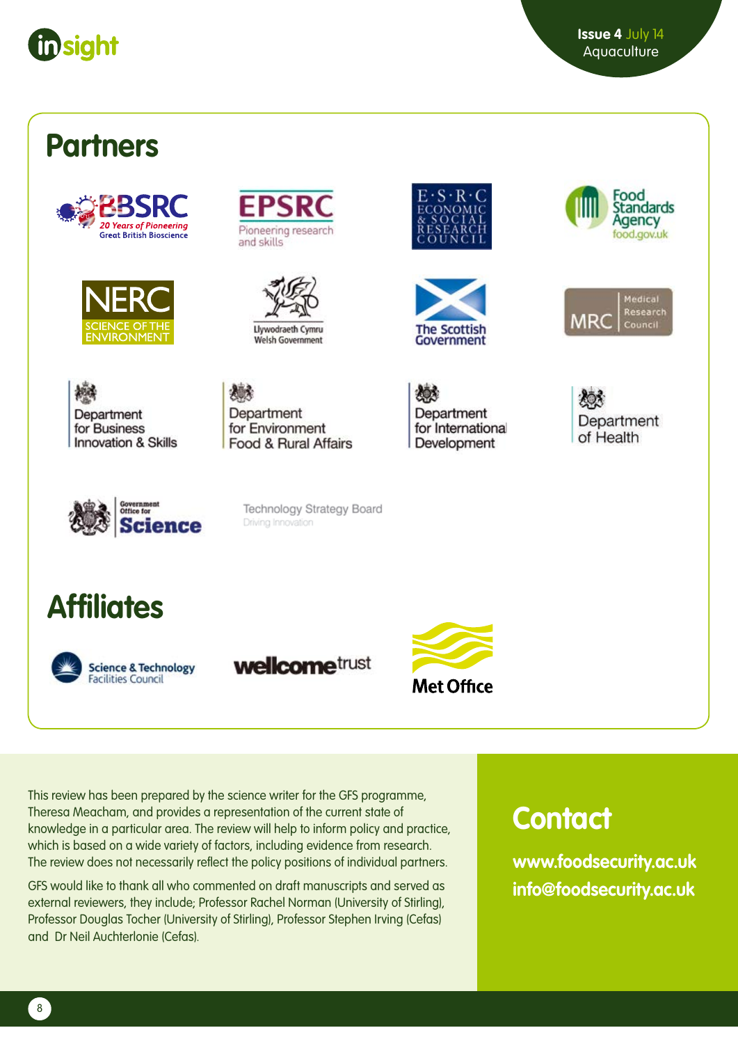## Partners

BBSRC — 20 Years of Pioneering Great British Bioscience

EPSRC — Pioneering research and skills

E·S·R·C Economic & Social Research Council

Food Standards Agency food.gov.uk

NERC Science of the Environment

Llywodraeth Cymru Welsh Government

The Scottish Government

MRC Medical Research Council

Department for Business Innovation & Skills

Department for Environment Food & Rural Affairs

Department for International Development

Department of Health

Government Office for Science

Technology Strategy Board Driving Innovation

## Affiliates

Science & Technology Facilities Council

wellcome trust

Met Office

This review has been prepared by the science writer for the GFS programme, Theresa Meacham, and provides a representation of the current state of knowledge in a particular area. The review will help to inform policy and practice, which is based on a wide variety of factors, including evidence from research. The review does not necessarily reflect the policy positions of individual partners.

GFS would like to thank all who commented on draft manuscripts and served as external reviewers, they include; Professor Rachel Norman (University of Stirling), Professor Douglas Tocher (University of Stirling), Professor Stephen Irving (Cefas) and Dr Neil Auchterlonie (Cefas).

## Contact

**www.foodsecurity.ac.uk**
**info@foodsecurity.ac.uk**